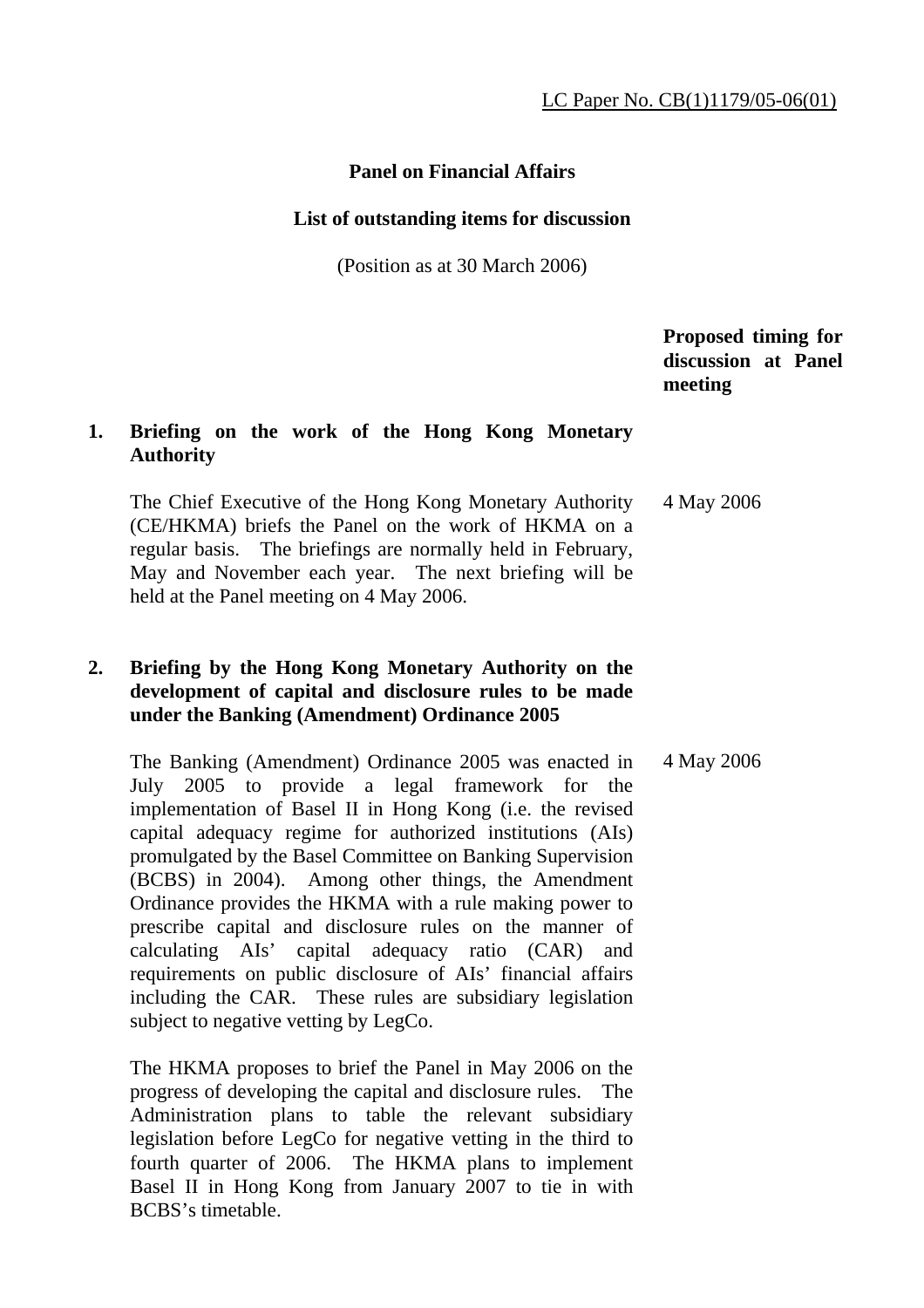LC Paper No. CB(1)1179/05-06(01)

**Panel on Financial Affairs**

**List of outstanding items for discussion**

(Position as at 30 March 2006)

| | | **Proposed timing for discussion at Panel meeting** |
|---|---|---|
| **1.** | **Briefing on the work of the Hong Kong Monetary Authority**<br><br>The Chief Executive of the Hong Kong Monetary Authority (CE/HKMA) briefs the Panel on the work of HKMA on a regular basis. The briefings are normally held in February, May and November each year. The next briefing will be held at the Panel meeting on 4 May 2006. | 4 May 2006 |
| **2.** | **Briefing by the Hong Kong Monetary Authority on the development of capital and disclosure rules to be made under the Banking (Amendment) Ordinance 2005**<br><br>The Banking (Amendment) Ordinance 2005 was enacted in July 2005 to provide a legal framework for the implementation of Basel II in Hong Kong (i.e. the revised capital adequacy regime for authorized institutions (AIs) promulgated by the Basel Committee on Banking Supervision (BCBS) in 2004). Among other things, the Amendment Ordinance provides the HKMA with a rule making power to prescribe capital and disclosure rules on the manner of calculating AIs' capital adequacy ratio (CAR) and requirements on public disclosure of AIs' financial affairs including the CAR. These rules are subsidiary legislation subject to negative vetting by LegCo.<br><br>The HKMA proposes to brief the Panel in May 2006 on the progress of developing the capital and disclosure rules. The Administration plans to table the relevant subsidiary legislation before LegCo for negative vetting in the third to fourth quarter of 2006. The HKMA plans to implement Basel II in Hong Kong from January 2007 to tie in with BCBS's timetable. | 4 May 2006 |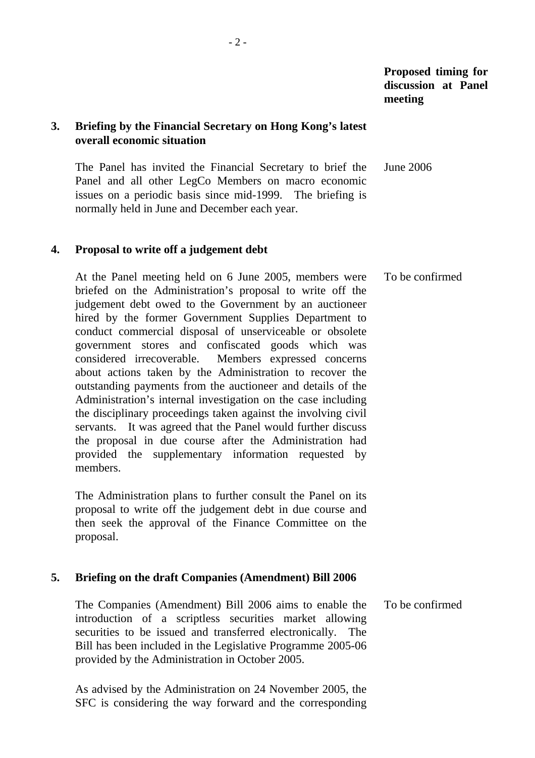**Proposed timing for discussion at Panel meeting**

**3. Briefing by the Financial Secretary on Hong Kong's latest overall economic situation**

The Panel has invited the Financial Secretary to brief the Panel and all other LegCo Members on macro economic issues on a periodic basis since mid-1999. The briefing is normally held in June and December each year.

June 2006

**4. Proposal to write off a judgement debt**

At the Panel meeting held on 6 June 2005, members were briefed on the Administration's proposal to write off the judgement debt owed to the Government by an auctioneer hired by the former Government Supplies Department to conduct commercial disposal of unserviceable or obsolete government stores and confiscated goods which was considered irrecoverable. Members expressed concerns about actions taken by the Administration to recover the outstanding payments from the auctioneer and details of the Administration's internal investigation on the case including the disciplinary proceedings taken against the involving civil servants. It was agreed that the Panel would further discuss the proposal in due course after the Administration had provided the supplementary information requested by members.

To be confirmed

The Administration plans to further consult the Panel on its proposal to write off the judgement debt in due course and then seek the approval of the Finance Committee on the proposal.

**5. Briefing on the draft Companies (Amendment) Bill 2006**

The Companies (Amendment) Bill 2006 aims to enable the introduction of a scriptless securities market allowing securities to be issued and transferred electronically. The Bill has been included in the Legislative Programme 2005-06 provided by the Administration in October 2005.

To be confirmed

As advised by the Administration on 24 November 2005, the SFC is considering the way forward and the corresponding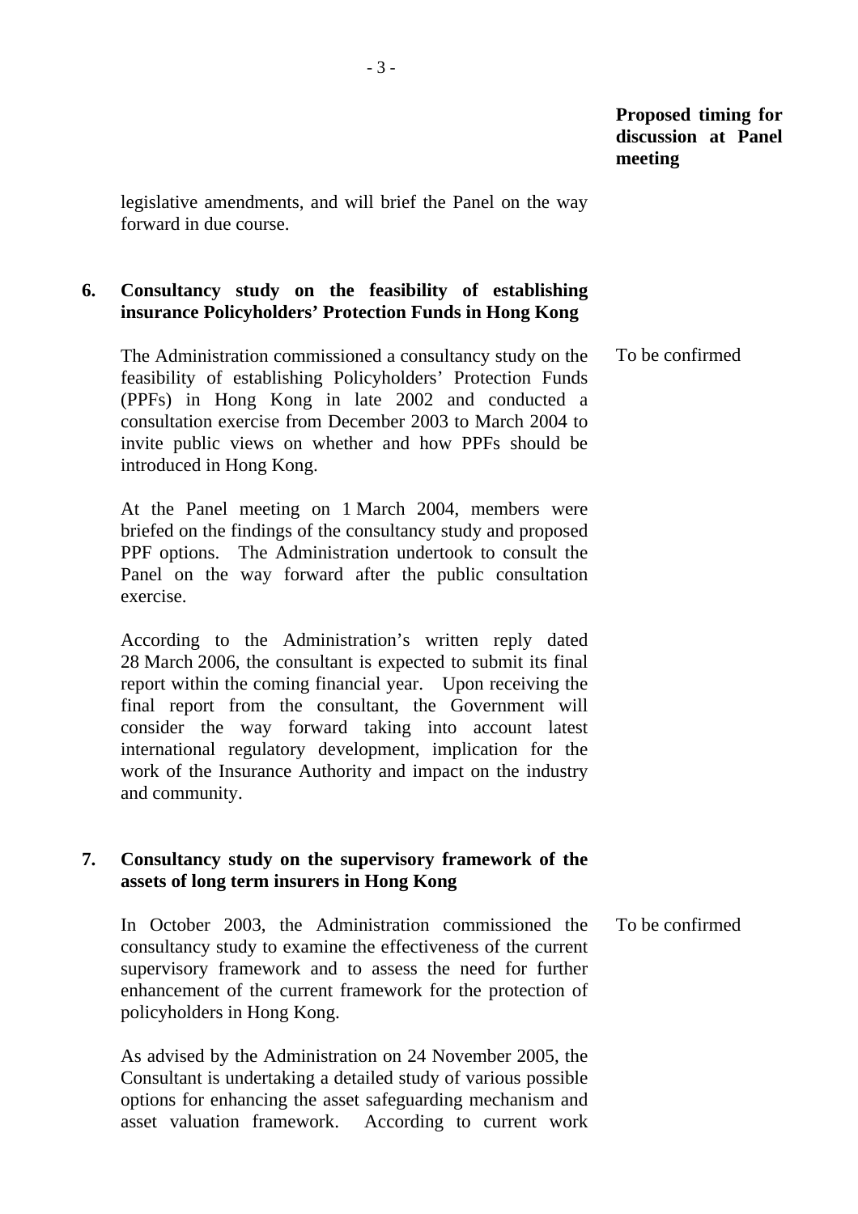**Proposed timing for discussion at Panel meeting**

legislative amendments, and will brief the Panel on the way forward in due course.

**6. Consultancy study on the feasibility of establishing insurance Policyholders' Protection Funds in Hong Kong**

The Administration commissioned a consultancy study on the feasibility of establishing Policyholders' Protection Funds (PPFs) in Hong Kong in late 2002 and conducted a consultation exercise from December 2003 to March 2004 to invite public views on whether and how PPFs should be introduced in Hong Kong.

*Proposed timing:* To be confirmed

At the Panel meeting on 1 March 2004, members were briefed on the findings of the consultancy study and proposed PPF options. The Administration undertook to consult the Panel on the way forward after the public consultation exercise.

According to the Administration's written reply dated 28 March 2006, the consultant is expected to submit its final report within the coming financial year. Upon receiving the final report from the consultant, the Government will consider the way forward taking into account latest international regulatory development, implication for the work of the Insurance Authority and impact on the industry and community.

**7. Consultancy study on the supervisory framework of the assets of long term insurers in Hong Kong**

In October 2003, the Administration commissioned the consultancy study to examine the effectiveness of the current supervisory framework and to assess the need for further enhancement of the current framework for the protection of policyholders in Hong Kong.

*Proposed timing:* To be confirmed

As advised by the Administration on 24 November 2005, the Consultant is undertaking a detailed study of various possible options for enhancing the asset safeguarding mechanism and asset valuation framework. According to current work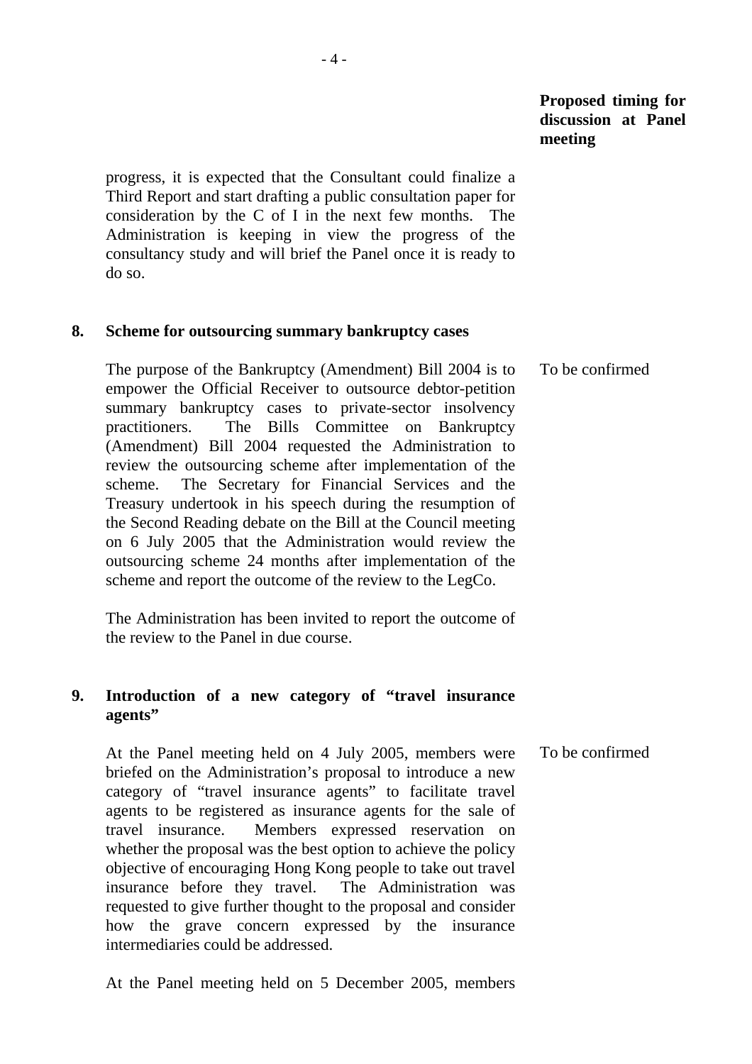**Proposed timing for discussion at Panel meeting**

progress, it is expected that the Consultant could finalize a Third Report and start drafting a public consultation paper for consideration by the C of I in the next few months. The Administration is keeping in view the progress of the consultancy study and will brief the Panel once it is ready to do so.

**8. Scheme for outsourcing summary bankruptcy cases**

The purpose of the Bankruptcy (Amendment) Bill 2004 is to empower the Official Receiver to outsource debtor-petition summary bankruptcy cases to private-sector insolvency practitioners. The Bills Committee on Bankruptcy (Amendment) Bill 2004 requested the Administration to review the outsourcing scheme after implementation of the scheme. The Secretary for Financial Services and the Treasury undertook in his speech during the resumption of the Second Reading debate on the Bill at the Council meeting on 6 July 2005 that the Administration would review the outsourcing scheme 24 months after implementation of the scheme and report the outcome of the review to the LegCo.

*Proposed timing:* To be confirmed

The Administration has been invited to report the outcome of the review to the Panel in due course.

**9. Introduction of a new category of "travel insurance agents"**

At the Panel meeting held on 4 July 2005, members were briefed on the Administration's proposal to introduce a new category of "travel insurance agents" to facilitate travel agents to be registered as insurance agents for the sale of travel insurance. Members expressed reservation on whether the proposal was the best option to achieve the policy objective of encouraging Hong Kong people to take out travel insurance before they travel. The Administration was requested to give further thought to the proposal and consider how the grave concern expressed by the insurance intermediaries could be addressed.

*Proposed timing:* To be confirmed

At the Panel meeting held on 5 December 2005, members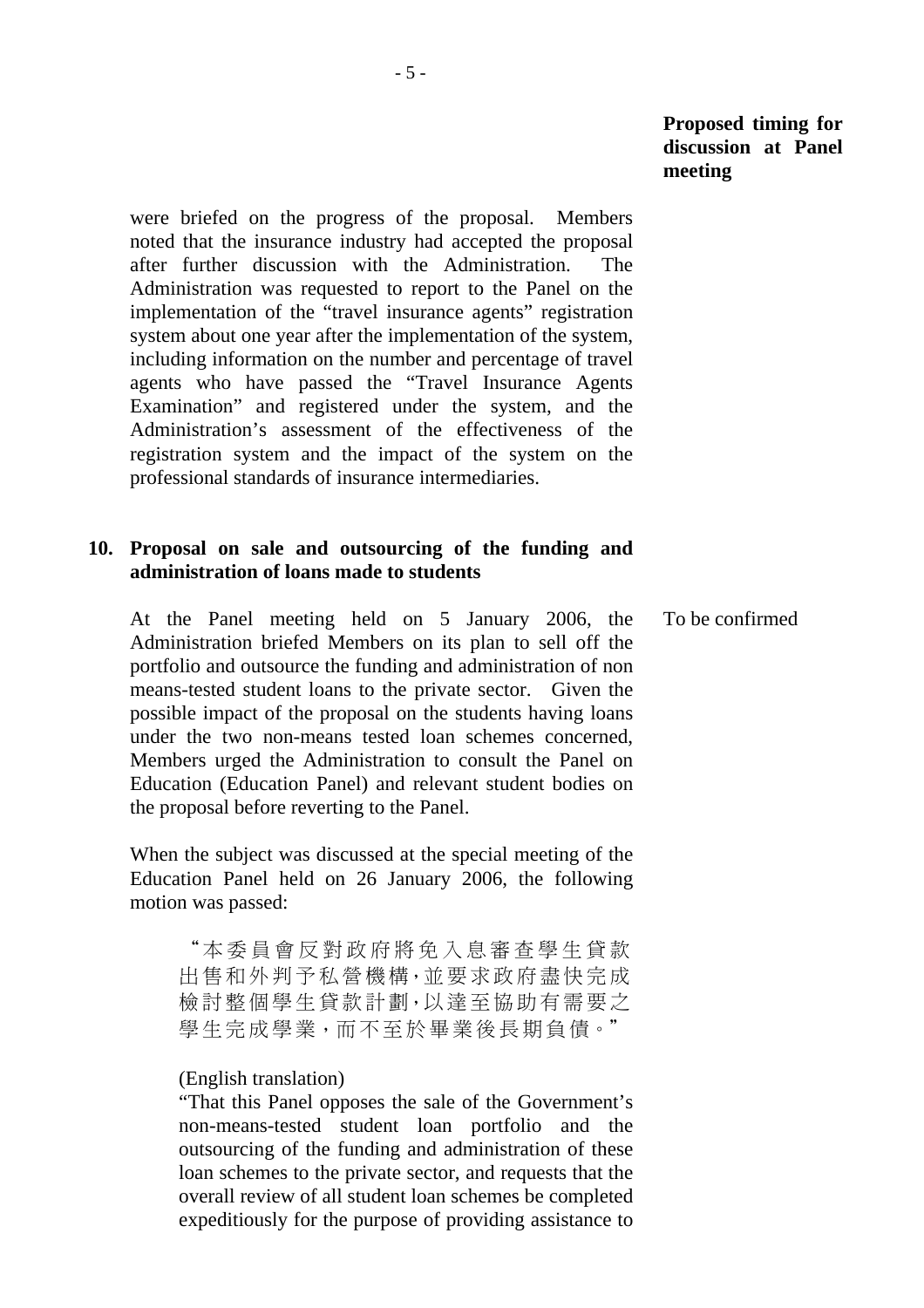**Proposed timing for discussion at Panel meeting**

were briefed on the progress of the proposal. Members noted that the insurance industry had accepted the proposal after further discussion with the Administration. The Administration was requested to report to the Panel on the implementation of the "travel insurance agents" registration system about one year after the implementation of the system, including information on the number and percentage of travel agents who have passed the "Travel Insurance Agents Examination" and registered under the system, and the Administration's assessment of the effectiveness of the registration system and the impact of the system on the professional standards of insurance intermediaries.

**10. Proposal on sale and outsourcing of the funding and administration of loans made to students**

At the Panel meeting held on 5 January 2006, the Administration briefed Members on its plan to sell off the portfolio and outsource the funding and administration of non means-tested student loans to the private sector. Given the possible impact of the proposal on the students having loans under the two non-means tested loan schemes concerned, Members urged the Administration to consult the Panel on Education (Education Panel) and relevant student bodies on the proposal before reverting to the Panel.

To be confirmed

When the subject was discussed at the special meeting of the Education Panel held on 26 January 2006, the following motion was passed:

> "本委員會反對政府將免入息審查學生貸款出售和外判予私營機構,並要求政府盡快完成檢討整個學生貸款計劃,以達至協助有需要之學生完成學業,而不至於畢業後長期負債。"
>
> (English translation)
>
> "That this Panel opposes the sale of the Government's non-means-tested student loan portfolio and the outsourcing of the funding and administration of these loan schemes to the private sector, and requests that the overall review of all student loan schemes be completed expeditiously for the purpose of providing assistance to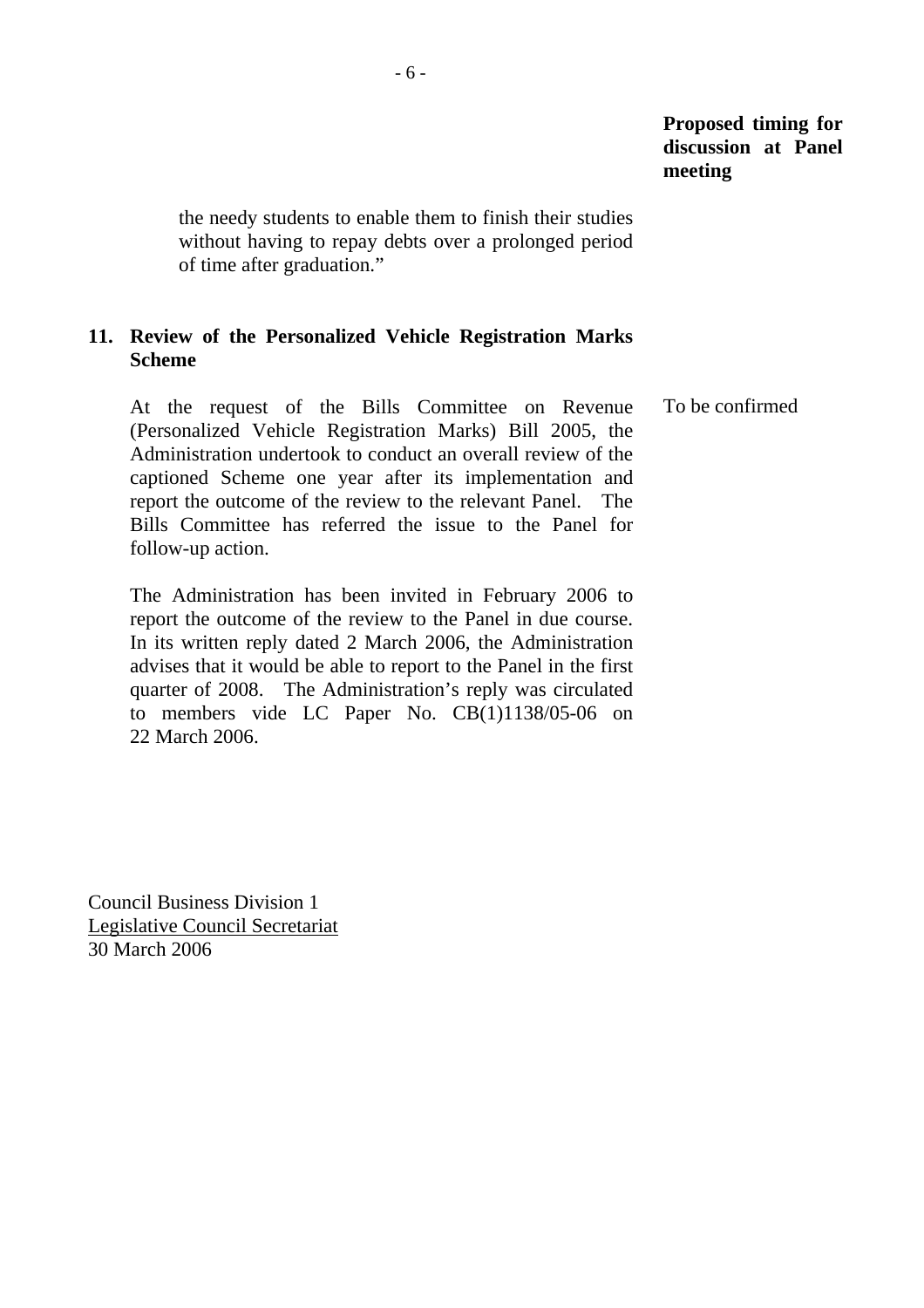**Proposed timing for discussion at Panel meeting**

the needy students to enable them to finish their studies without having to repay debts over a prolonged period of time after graduation."

**11. Review of the Personalized Vehicle Registration Marks Scheme**

At the request of the Bills Committee on Revenue (Personalized Vehicle Registration Marks) Bill 2005, the Administration undertook to conduct an overall review of the captioned Scheme one year after its implementation and report the outcome of the review to the relevant Panel. The Bills Committee has referred the issue to the Panel for follow-up action.

*Proposed timing:* To be confirmed

The Administration has been invited in February 2006 to report the outcome of the review to the Panel in due course. In its written reply dated 2 March 2006, the Administration advises that it would be able to report to the Panel in the first quarter of 2008. The Administration's reply was circulated to members vide LC Paper No. CB(1)1138/05-06 on 22 March 2006.

Council Business Division 1
Legislative Council Secretariat
30 March 2006